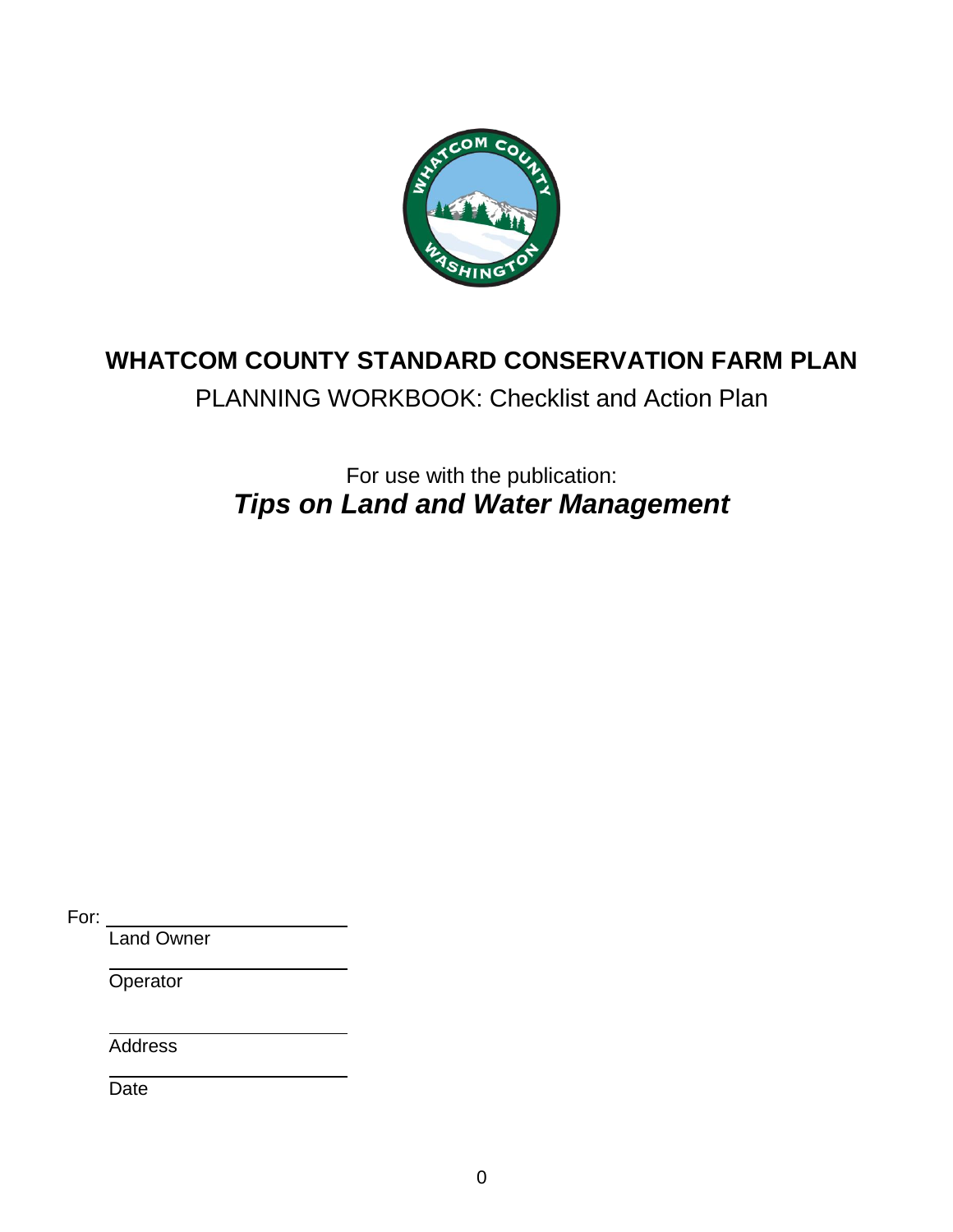# WHATCOM COUNTY STANDARD CONSERVATION FARM PLAN

PLANNING WORKBOOK: Checklist and Action Plan

For use with the publication:

***Tips on Land and Water Management***

For: ______________________

Land Owner

______________________

Operator

______________________

Address

______________________

Date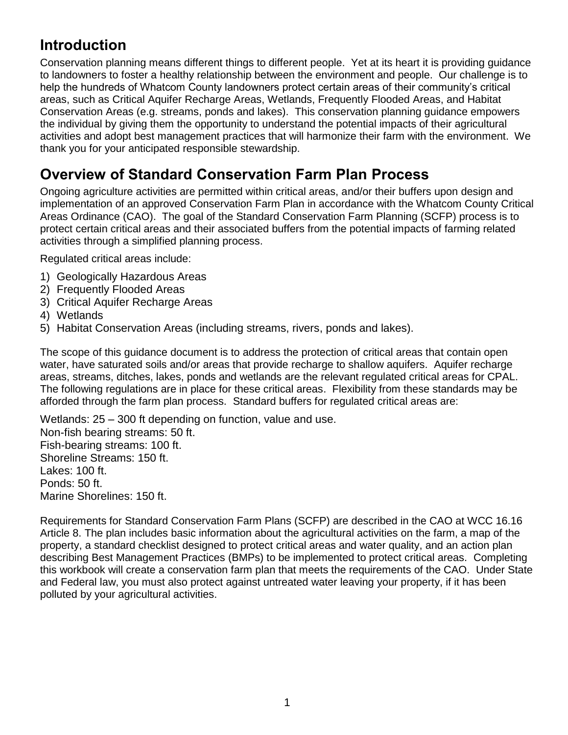## Introduction

Conservation planning means different things to different people. Yet at its heart it is providing guidance to landowners to foster a healthy relationship between the environment and people. Our challenge is to help the hundreds of Whatcom County landowners protect certain areas of their community's critical areas, such as Critical Aquifer Recharge Areas, Wetlands, Frequently Flooded Areas, and Habitat Conservation Areas (e.g. streams, ponds and lakes). This conservation planning guidance empowers the individual by giving them the opportunity to understand the potential impacts of their agricultural activities and adopt best management practices that will harmonize their farm with the environment. We thank you for your anticipated responsible stewardship.

## Overview of Standard Conservation Farm Plan Process

Ongoing agriculture activities are permitted within critical areas, and/or their buffers upon design and implementation of an approved Conservation Farm Plan in accordance with the Whatcom County Critical Areas Ordinance (CAO). The goal of the Standard Conservation Farm Planning (SCFP) process is to protect certain critical areas and their associated buffers from the potential impacts of farming related activities through a simplified planning process.

Regulated critical areas include:

1) Geologically Hazardous Areas
2) Frequently Flooded Areas
3) Critical Aquifer Recharge Areas
4) Wetlands
5) Habitat Conservation Areas (including streams, rivers, ponds and lakes).

The scope of this guidance document is to address the protection of critical areas that contain open water, have saturated soils and/or areas that provide recharge to shallow aquifers. Aquifer recharge areas, streams, ditches, lakes, ponds and wetlands are the relevant regulated critical areas for CPAL. The following regulations are in place for these critical areas. Flexibility from these standards may be afforded through the farm plan process. Standard buffers for regulated critical areas are:

Wetlands: 25 – 300 ft depending on function, value and use.
Non-fish bearing streams: 50 ft.
Fish-bearing streams: 100 ft.
Shoreline Streams: 150 ft.
Lakes: 100 ft.
Ponds: 50 ft.
Marine Shorelines: 150 ft.

Requirements for Standard Conservation Farm Plans (SCFP) are described in the CAO at WCC 16.16 Article 8. The plan includes basic information about the agricultural activities on the farm, a map of the property, a standard checklist designed to protect critical areas and water quality, and an action plan describing Best Management Practices (BMPs) to be implemented to protect critical areas. Completing this workbook will create a conservation farm plan that meets the requirements of the CAO. Under State and Federal law, you must also protect against untreated water leaving your property, if it has been polluted by your agricultural activities.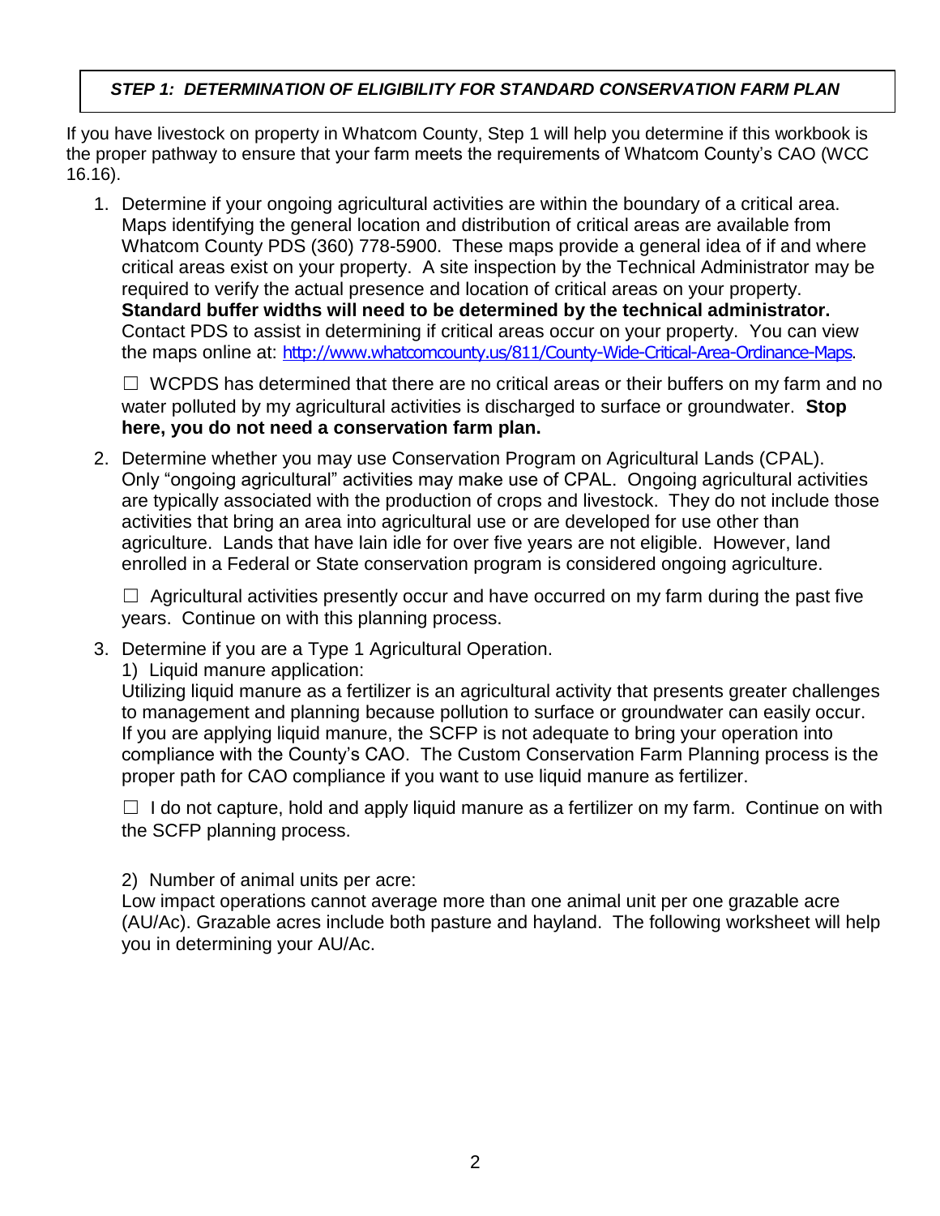## *STEP 1: DETERMINATION OF ELIGIBILITY FOR STANDARD CONSERVATION FARM PLAN*

If you have livestock on property in Whatcom County, Step 1 will help you determine if this workbook is the proper pathway to ensure that your farm meets the requirements of Whatcom County's CAO (WCC 16.16).

1. Determine if your ongoing agricultural activities are within the boundary of a critical area. Maps identifying the general location and distribution of critical areas are available from Whatcom County PDS (360) 778-5900. These maps provide a general idea of if and where critical areas exist on your property. A site inspection by the Technical Administrator may be required to verify the actual presence and location of critical areas on your property. **Standard buffer widths will need to be determined by the technical administrator.** Contact PDS to assist in determining if critical areas occur on your property. You can view the maps online at: http://www.whatcomcounty.us/811/County-Wide-Critical-Area-Ordinance-Maps.

   ☐ WCPDS has determined that there are no critical areas or their buffers on my farm and no water polluted by my agricultural activities is discharged to surface or groundwater. **Stop here, you do not need a conservation farm plan.**

2. Determine whether you may use Conservation Program on Agricultural Lands (CPAL). Only "ongoing agricultural" activities may make use of CPAL. Ongoing agricultural activities are typically associated with the production of crops and livestock. They do not include those activities that bring an area into agricultural use or are developed for use other than agriculture. Lands that have lain idle for over five years are not eligible. However, land enrolled in a Federal or State conservation program is considered ongoing agriculture.

   ☐ Agricultural activities presently occur and have occurred on my farm during the past five years. Continue on with this planning process.

3. Determine if you are a Type 1 Agricultural Operation.

   1) Liquid manure application:
   Utilizing liquid manure as a fertilizer is an agricultural activity that presents greater challenges to management and planning because pollution to surface or groundwater can easily occur. If you are applying liquid manure, the SCFP is not adequate to bring your operation into compliance with the County's CAO. The Custom Conservation Farm Planning process is the proper path for CAO compliance if you want to use liquid manure as fertilizer.

   ☐ I do not capture, hold and apply liquid manure as a fertilizer on my farm. Continue on with the SCFP planning process.

   2) Number of animal units per acre:
   Low impact operations cannot average more than one animal unit per one grazable acre (AU/Ac). Grazable acres include both pasture and hayland. The following worksheet will help you in determining your AU/Ac.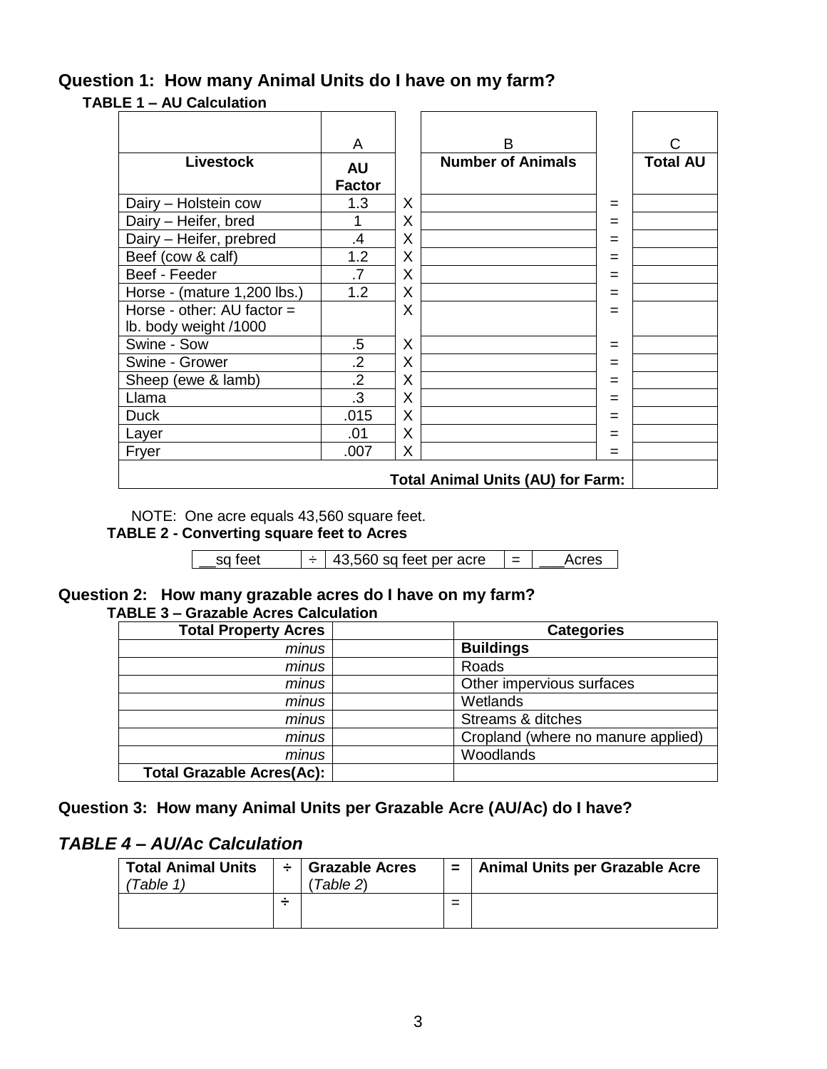## Question 1: How many Animal Units do I have on my farm?

**TABLE 1 – AU Calculation**

| | A | | B | | C |
|---|---|---|---|---|---|
| **Livestock** | **AU Factor** | | **Number of Animals** | | **Total AU** |
| Dairy – Holstein cow | 1.3 | X | | = | |
| Dairy – Heifer, bred | 1 | X | | = | |
| Dairy – Heifer, prebred | .4 | X | | = | |
| Beef (cow & calf) | 1.2 | X | | = | |
| Beef - Feeder | .7 | X | | = | |
| Horse - (mature 1,200 lbs.) | 1.2 | X | | = | |
| Horse - other: AU factor = lb. body weight /1000 | | X | | = | |
| Swine - Sow | .5 | X | | = | |
| Swine - Grower | .2 | X | | = | |
| Sheep (ewe & lamb) | .2 | X | | = | |
| Llama | .3 | X | | = | |
| Duck | .015 | X | | = | |
| Layer | .01 | X | | = | |
| Fryer | .007 | X | | = | |
| **Total Animal Units (AU) for Farm:** | | | | | |

NOTE: One acre equals 43,560 square feet.

**TABLE 2 - Converting square feet to Acres**

| __sq feet | ÷ | 43,560 sq feet per acre | = | ___Acres |
|---|---|---|---|---|

## Question 2: How many grazable acres do I have on my farm?

**TABLE 3 – Grazable Acres Calculation**

| **Total Property Acres** | | **Categories** |
|---|---|---|
| *minus* | | **Buildings** |
| *minus* | | Roads |
| *minus* | | Other impervious surfaces |
| *minus* | | Wetlands |
| *minus* | | Streams & ditches |
| *minus* | | Cropland (where no manure applied) |
| *minus* | | Woodlands |
| **Total Grazable Acres(Ac):** | | |

## Question 3: How many Animal Units per Grazable Acre (AU/Ac) do I have?

### *TABLE 4 – AU/Ac Calculation*

| **Total Animal Units** *(Table 1)* | ÷ | **Grazable Acres** (*Table 2*) | = | **Animal Units per Grazable Acre** |
|---|---|---|---|---|
| | ÷ | | = | |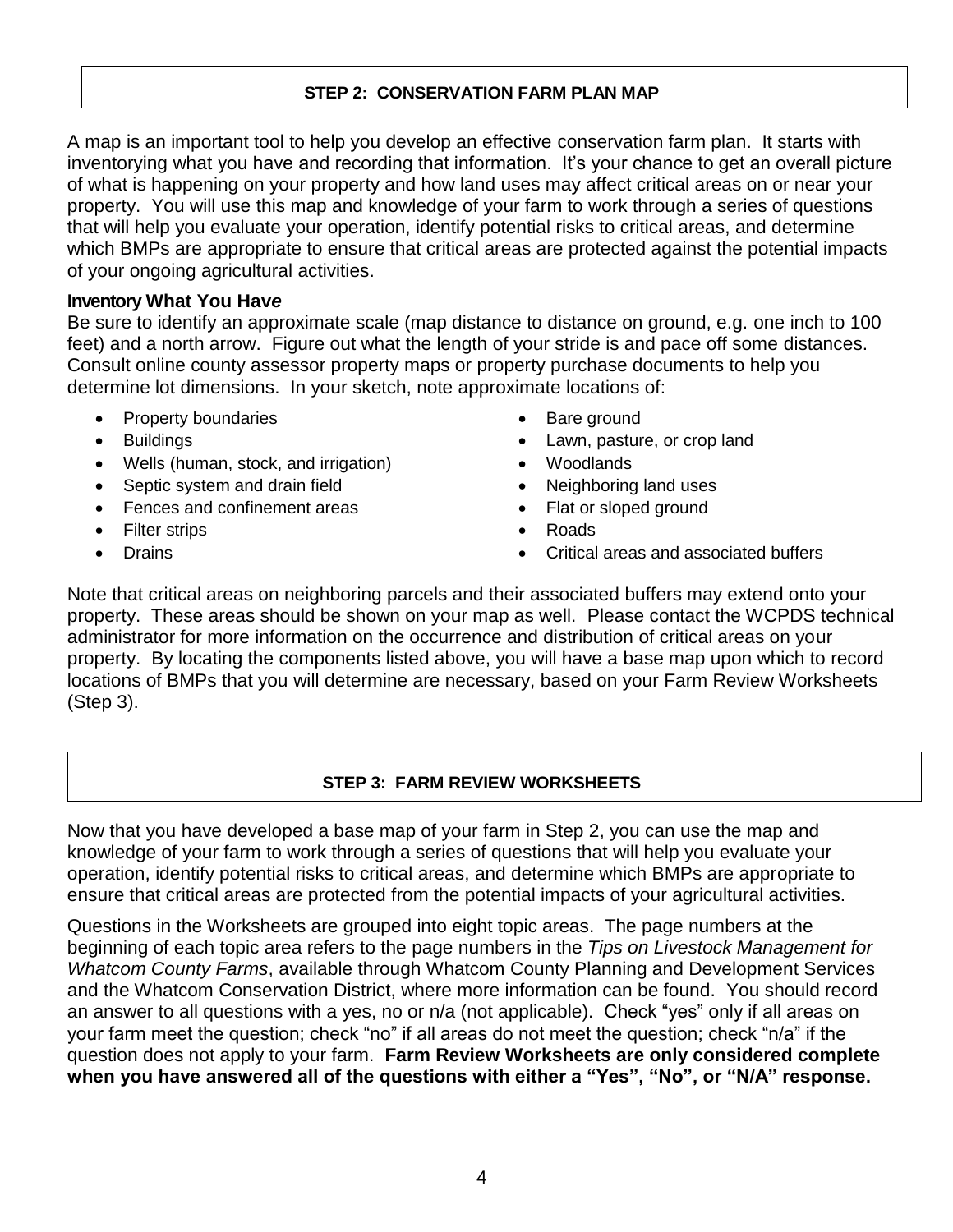## STEP 2: CONSERVATION FARM PLAN MAP

A map is an important tool to help you develop an effective conservation farm plan. It starts with inventorying what you have and recording that information. It's your chance to get an overall picture of what is happening on your property and how land uses may affect critical areas on or near your property. You will use this map and knowledge of your farm to work through a series of questions that will help you evaluate your operation, identify potential risks to critical areas, and determine which BMPs are appropriate to ensure that critical areas are protected against the potential impacts of your ongoing agricultural activities.

**Inventory What You Have**

Be sure to identify an approximate scale (map distance to distance on ground, e.g. one inch to 100 feet) and a north arrow. Figure out what the length of your stride is and pace off some distances. Consult online county assessor property maps or property purchase documents to help you determine lot dimensions. In your sketch, note approximate locations of:

- Property boundaries
- Buildings
- Wells (human, stock, and irrigation)
- Septic system and drain field
- Fences and confinement areas
- Filter strips
- Drains
- Bare ground
- Lawn, pasture, or crop land
- Woodlands
- Neighboring land uses
- Flat or sloped ground
- Roads
- Critical areas and associated buffers

Note that critical areas on neighboring parcels and their associated buffers may extend onto your property. These areas should be shown on your map as well. Please contact the WCPDS technical administrator for more information on the occurrence and distribution of critical areas on your property. By locating the components listed above, you will have a base map upon which to record locations of BMPs that you will determine are necessary, based on your Farm Review Worksheets (Step 3).

## STEP 3: FARM REVIEW WORKSHEETS

Now that you have developed a base map of your farm in Step 2, you can use the map and knowledge of your farm to work through a series of questions that will help you evaluate your operation, identify potential risks to critical areas, and determine which BMPs are appropriate to ensure that critical areas are protected from the potential impacts of your agricultural activities.

Questions in the Worksheets are grouped into eight topic areas. The page numbers at the beginning of each topic area refers to the page numbers in the *Tips on Livestock Management for Whatcom County Farms*, available through Whatcom County Planning and Development Services and the Whatcom Conservation District, where more information can be found. You should record an answer to all questions with a yes, no or n/a (not applicable). Check "yes" only if all areas on your farm meet the question; check "no" if all areas do not meet the question; check "n/a" if the question does not apply to your farm. **Farm Review Worksheets are only considered complete when you have answered all of the questions with either a "Yes", "No", or "N/A" response.**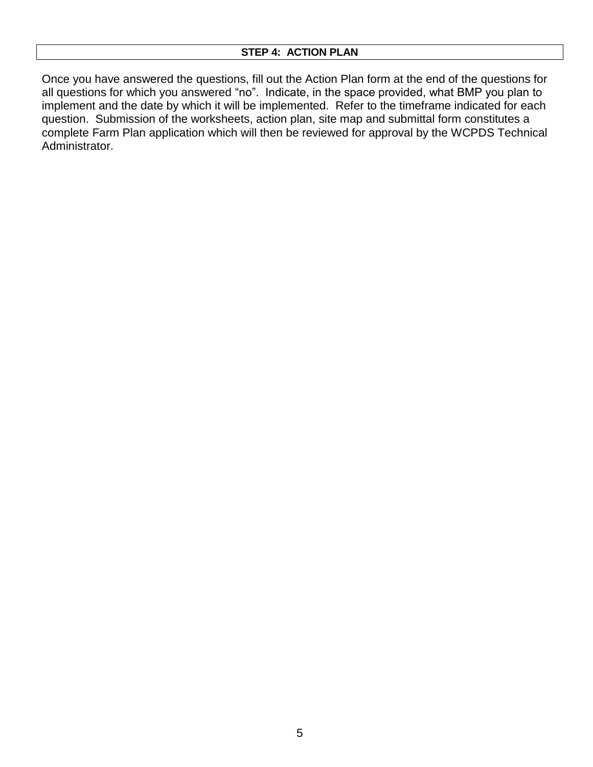## STEP 4: ACTION PLAN

Once you have answered the questions, fill out the Action Plan form at the end of the questions for all questions for which you answered “no”. Indicate, in the space provided, what BMP you plan to implement and the date by which it will be implemented. Refer to the timeframe indicated for each question. Submission of the worksheets, action plan, site map and submittal form constitutes a complete Farm Plan application which will then be reviewed for approval by the WCPDS Technical Administrator.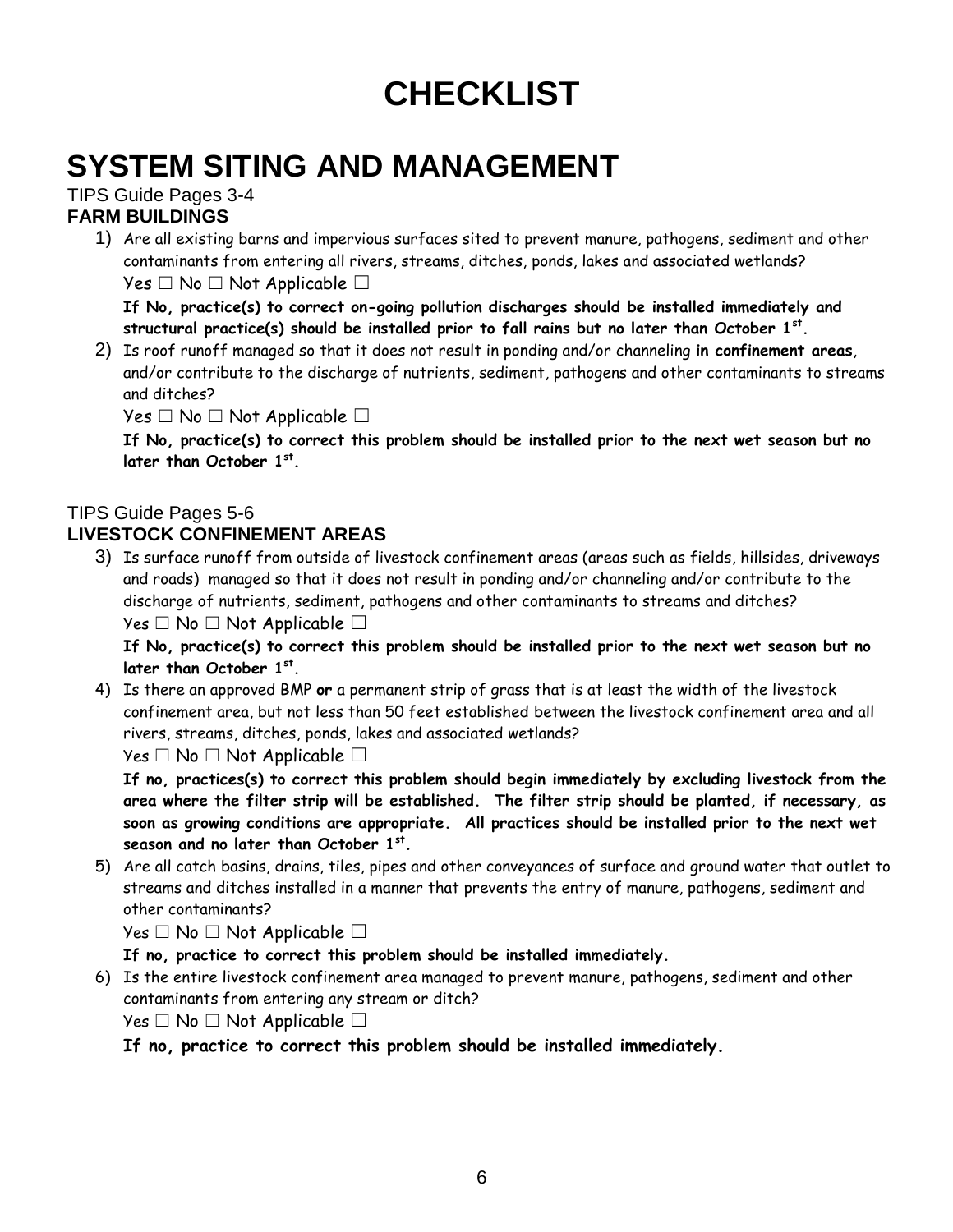# CHECKLIST

# SYSTEM SITING AND MANAGEMENT

TIPS Guide Pages 3-4

**FARM BUILDINGS**

1) Are all existing barns and impervious surfaces sited to prevent manure, pathogens, sediment and other contaminants from entering all rivers, streams, ditches, ponds, lakes and associated wetlands?

   Yes ☐ No ☐ Not Applicable ☐

   **If No, practice(s) to correct on-going pollution discharges should be installed immediately and structural practice(s) should be installed prior to fall rains but no later than October 1st.**

2) Is roof runoff managed so that it does not result in ponding and/or channeling **in confinement areas**, and/or contribute to the discharge of nutrients, sediment, pathogens and other contaminants to streams and ditches?

   Yes ☐ No ☐ Not Applicable ☐

   **If No, practice(s) to correct this problem should be installed prior to the next wet season but no later than October 1st.**

TIPS Guide Pages 5-6

**LIVESTOCK CONFINEMENT AREAS**

3) Is surface runoff from outside of livestock confinement areas (areas such as fields, hillsides, driveways and roads) managed so that it does not result in ponding and/or channeling and/or contribute to the discharge of nutrients, sediment, pathogens and other contaminants to streams and ditches?

   Yes ☐ No ☐ Not Applicable ☐

   **If No, practice(s) to correct this problem should be installed prior to the next wet season but no later than October 1st.**

4) Is there an approved BMP **or** a permanent strip of grass that is at least the width of the livestock confinement area, but not less than 50 feet established between the livestock confinement area and all rivers, streams, ditches, ponds, lakes and associated wetlands?

   Yes ☐ No ☐ Not Applicable ☐

   **If no, practices(s) to correct this problem should begin immediately by excluding livestock from the area where the filter strip will be established. The filter strip should be planted, if necessary, as soon as growing conditions are appropriate. All practices should be installed prior to the next wet season and no later than October 1st.**

5) Are all catch basins, drains, tiles, pipes and other conveyances of surface and ground water that outlet to streams and ditches installed in a manner that prevents the entry of manure, pathogens, sediment and other contaminants?

   Yes ☐ No ☐ Not Applicable ☐

   **If no, practice to correct this problem should be installed immediately.**

6) Is the entire livestock confinement area managed to prevent manure, pathogens, sediment and other contaminants from entering any stream or ditch?

   Yes ☐ No ☐ Not Applicable ☐

   **If no, practice to correct this problem should be installed immediately.**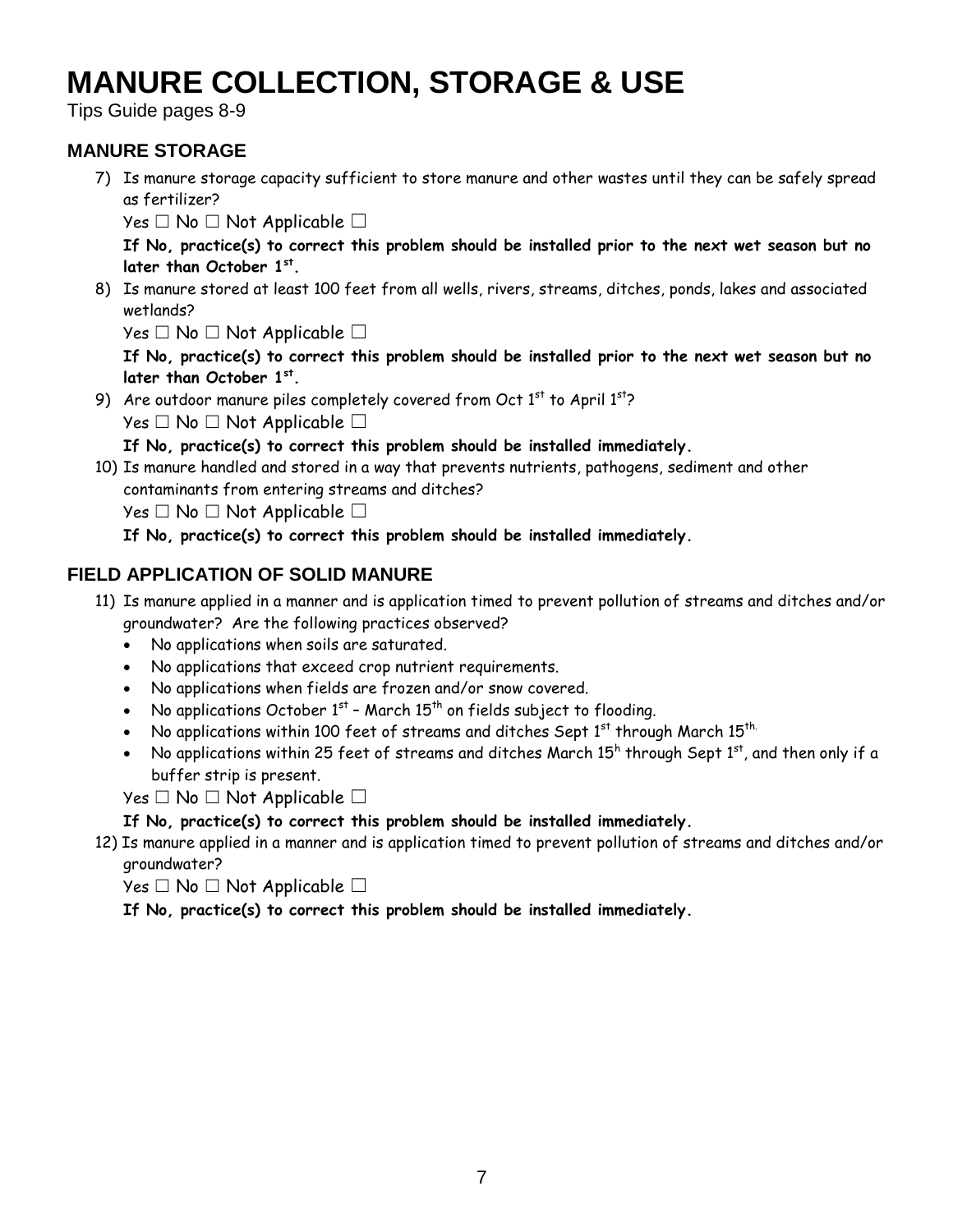# MANURE COLLECTION, STORAGE & USE

Tips Guide pages 8-9

## MANURE STORAGE

7) Is manure storage capacity sufficient to store manure and other wastes until they can be safely spread as fertilizer?

   Yes ☐ No ☐ Not Applicable ☐

   **If No, practice(s) to correct this problem should be installed prior to the next wet season but no later than October 1st.**

8) Is manure stored at least 100 feet from all wells, rivers, streams, ditches, ponds, lakes and associated wetlands?

   Yes ☐ No ☐ Not Applicable ☐

   **If No, practice(s) to correct this problem should be installed prior to the next wet season but no later than October 1st.**

9) Are outdoor manure piles completely covered from Oct 1st to April 1st?

   Yes ☐ No ☐ Not Applicable ☐

   **If No, practice(s) to correct this problem should be installed immediately.**

10) Is manure handled and stored in a way that prevents nutrients, pathogens, sediment and other contaminants from entering streams and ditches?

    Yes ☐ No ☐ Not Applicable ☐

    **If No, practice(s) to correct this problem should be installed immediately.**

## FIELD APPLICATION OF SOLID MANURE

11) Is manure applied in a manner and is application timed to prevent pollution of streams and ditches and/or groundwater? Are the following practices observed?

    - No applications when soils are saturated.
    - No applications that exceed crop nutrient requirements.
    - No applications when fields are frozen and/or snow covered.
    - No applications October 1st – March 15th on fields subject to flooding.
    - No applications within 100 feet of streams and ditches Sept 1st through March 15th.
    - No applications within 25 feet of streams and ditches March 15h through Sept 1st, and then only if a buffer strip is present.

    Yes ☐ No ☐ Not Applicable ☐

    **If No, practice(s) to correct this problem should be installed immediately.**

12) Is manure applied in a manner and is application timed to prevent pollution of streams and ditches and/or groundwater?

    Yes ☐ No ☐ Not Applicable ☐

    **If No, practice(s) to correct this problem should be installed immediately.**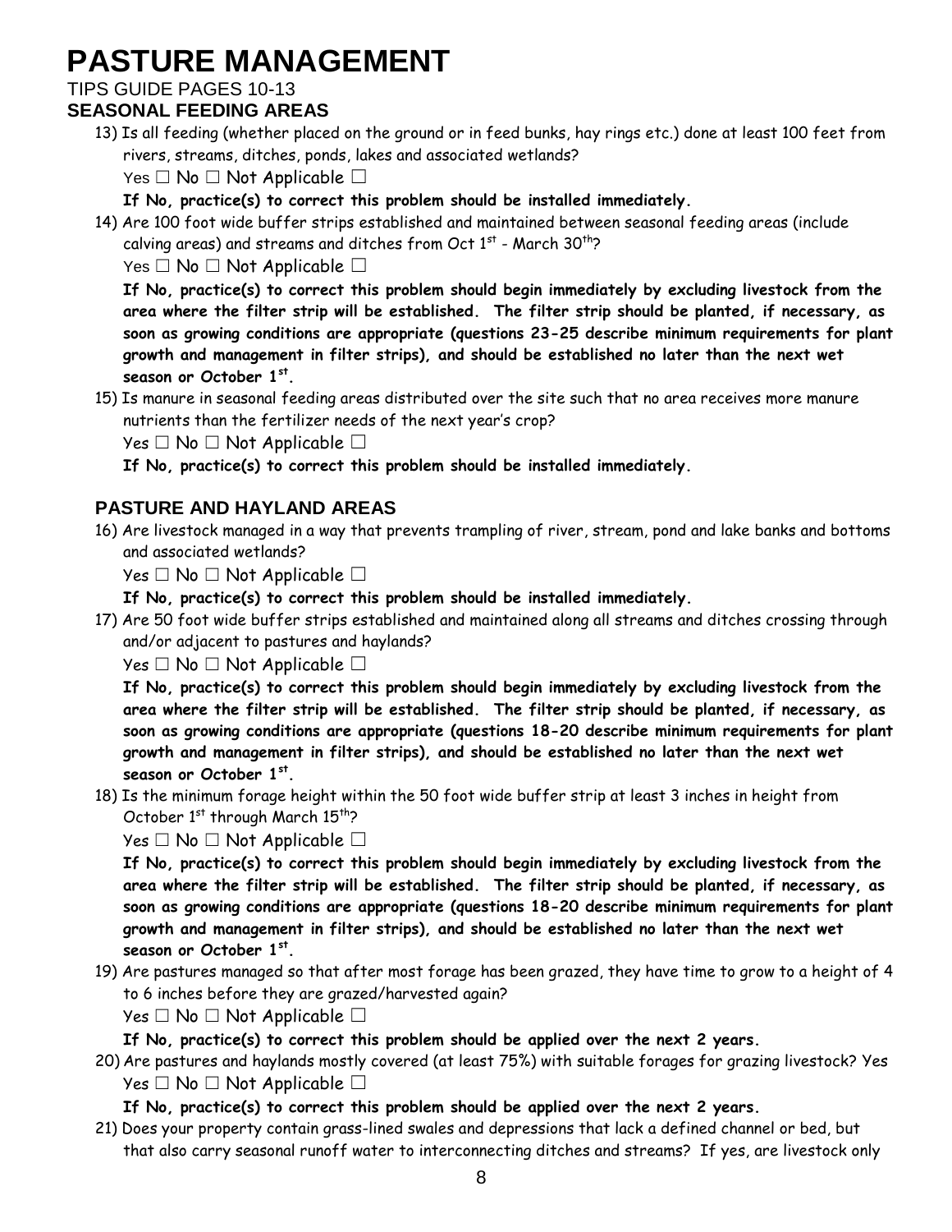# PASTURE MANAGEMENT

TIPS GUIDE PAGES 10-13

## SEASONAL FEEDING AREAS

13) Is all feeding (whether placed on the ground or in feed bunks, hay rings etc.) done at least 100 feet from rivers, streams, ditches, ponds, lakes and associated wetlands?

    Yes ☐ No ☐ Not Applicable ☐

    **If No, practice(s) to correct this problem should be installed immediately.**

14) Are 100 foot wide buffer strips established and maintained between seasonal feeding areas (include calving areas) and streams and ditches from Oct 1st - March 30th?

    Yes ☐ No ☐ Not Applicable ☐

    **If No, practice(s) to correct this problem should begin immediately by excluding livestock from the area where the filter strip will be established. The filter strip should be planted, if necessary, as soon as growing conditions are appropriate (questions 23-25 describe minimum requirements for plant growth and management in filter strips), and should be established no later than the next wet season or October 1st.**

15) Is manure in seasonal feeding areas distributed over the site such that no area receives more manure nutrients than the fertilizer needs of the next year's crop?

    Yes ☐ No ☐ Not Applicable ☐

    **If No, practice(s) to correct this problem should be installed immediately.**

## PASTURE AND HAYLAND AREAS

16) Are livestock managed in a way that prevents trampling of river, stream, pond and lake banks and bottoms and associated wetlands?

    Yes ☐ No ☐ Not Applicable ☐

    **If No, practice(s) to correct this problem should be installed immediately.**

17) Are 50 foot wide buffer strips established and maintained along all streams and ditches crossing through and/or adjacent to pastures and haylands?

    Yes ☐ No ☐ Not Applicable ☐

    **If No, practice(s) to correct this problem should begin immediately by excluding livestock from the area where the filter strip will be established. The filter strip should be planted, if necessary, as soon as growing conditions are appropriate (questions 18-20 describe minimum requirements for plant growth and management in filter strips), and should be established no later than the next wet season or October 1st.**

18) Is the minimum forage height within the 50 foot wide buffer strip at least 3 inches in height from October 1st through March 15th?

    Yes ☐ No ☐ Not Applicable ☐

    **If No, practice(s) to correct this problem should begin immediately by excluding livestock from the area where the filter strip will be established. The filter strip should be planted, if necessary, as soon as growing conditions are appropriate (questions 18-20 describe minimum requirements for plant growth and management in filter strips), and should be established no later than the next wet season or October 1st.**

19) Are pastures managed so that after most forage has been grazed, they have time to grow to a height of 4 to 6 inches before they are grazed/harvested again?

    Yes ☐ No ☐ Not Applicable ☐

    **If No, practice(s) to correct this problem should be applied over the next 2 years.**

20) Are pastures and haylands mostly covered (at least 75%) with suitable forages for grazing livestock? Yes

    Yes ☐ No ☐ Not Applicable ☐

    **If No, practice(s) to correct this problem should be applied over the next 2 years.**

21) Does your property contain grass-lined swales and depressions that lack a defined channel or bed, but that also carry seasonal runoff water to interconnecting ditches and streams? If yes, are livestock only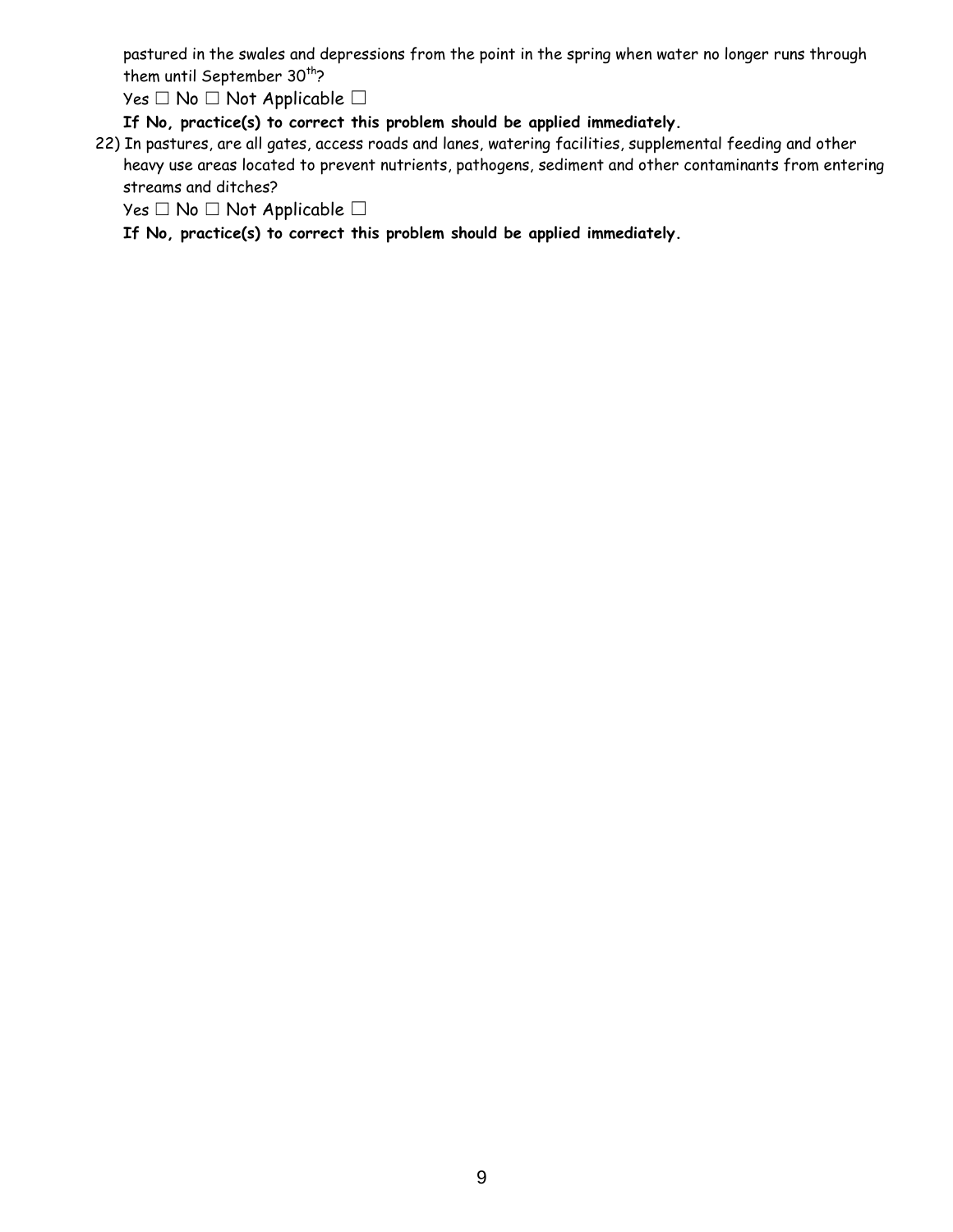pastured in the swales and depressions from the point in the spring when water no longer runs through them until September 30$^{th}$?

Yes ☐ No ☐ Not Applicable ☐

**If No, practice(s) to correct this problem should be applied immediately.**

22) In pastures, are all gates, access roads and lanes, watering facilities, supplemental feeding and other heavy use areas located to prevent nutrients, pathogens, sediment and other contaminants from entering streams and ditches?

    Yes ☐ No ☐ Not Applicable ☐

    **If No, practice(s) to correct this problem should be applied immediately.**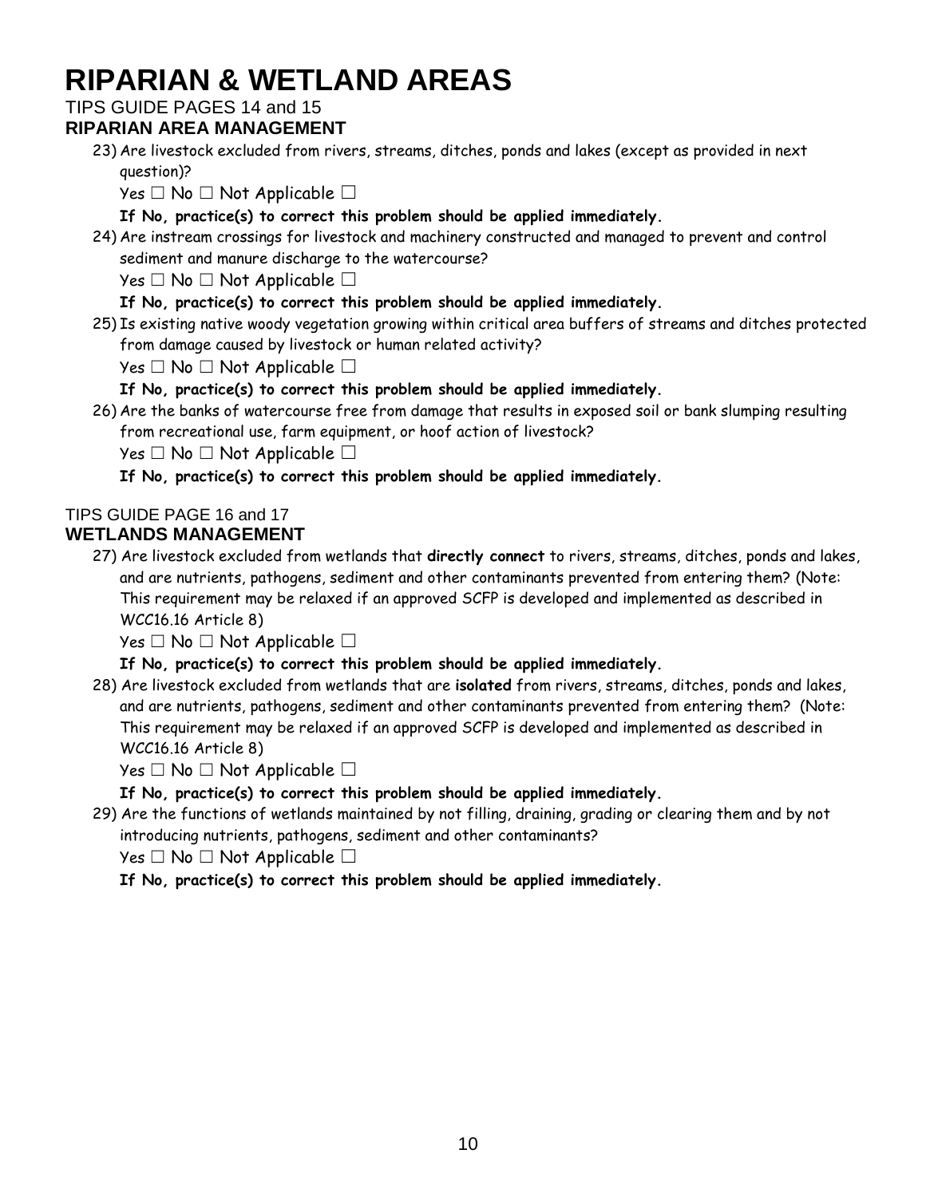# RIPARIAN & WETLAND AREAS

TIPS GUIDE PAGES 14 and 15

## RIPARIAN AREA MANAGEMENT

23) Are livestock excluded from rivers, streams, ditches, ponds and lakes (except as provided in next question)?

   Yes ☐ No ☐ Not Applicable ☐

   **If No, practice(s) to correct this problem should be applied immediately.**

24) Are instream crossings for livestock and machinery constructed and managed to prevent and control sediment and manure discharge to the watercourse?

   Yes ☐ No ☐ Not Applicable ☐

   **If No, practice(s) to correct this problem should be applied immediately.**

25) Is existing native woody vegetation growing within critical area buffers of streams and ditches protected from damage caused by livestock or human related activity?

   Yes ☐ No ☐ Not Applicable ☐

   **If No, practice(s) to correct this problem should be applied immediately.**

26) Are the banks of watercourse free from damage that results in exposed soil or bank slumping resulting from recreational use, farm equipment, or hoof action of livestock?

   Yes ☐ No ☐ Not Applicable ☐

   **If No, practice(s) to correct this problem should be applied immediately.**

TIPS GUIDE PAGE 16 and 17

## WETLANDS MANAGEMENT

27) Are livestock excluded from wetlands that **directly connect** to rivers, streams, ditches, ponds and lakes, and are nutrients, pathogens, sediment and other contaminants prevented from entering them? (Note: This requirement may be relaxed if an approved SCFP is developed and implemented as described in WCC16.16 Article 8)

   Yes ☐ No ☐ Not Applicable ☐

   **If No, practice(s) to correct this problem should be applied immediately.**

28) Are livestock excluded from wetlands that are **isolated** from rivers, streams, ditches, ponds and lakes, and are nutrients, pathogens, sediment and other contaminants prevented from entering them? (Note: This requirement may be relaxed if an approved SCFP is developed and implemented as described in WCC16.16 Article 8)

   Yes ☐ No ☐ Not Applicable ☐

   **If No, practice(s) to correct this problem should be applied immediately.**

29) Are the functions of wetlands maintained by not filling, draining, grading or clearing them and by not introducing nutrients, pathogens, sediment and other contaminants?

   Yes ☐ No ☐ Not Applicable ☐

   **If No, practice(s) to correct this problem should be applied immediately.**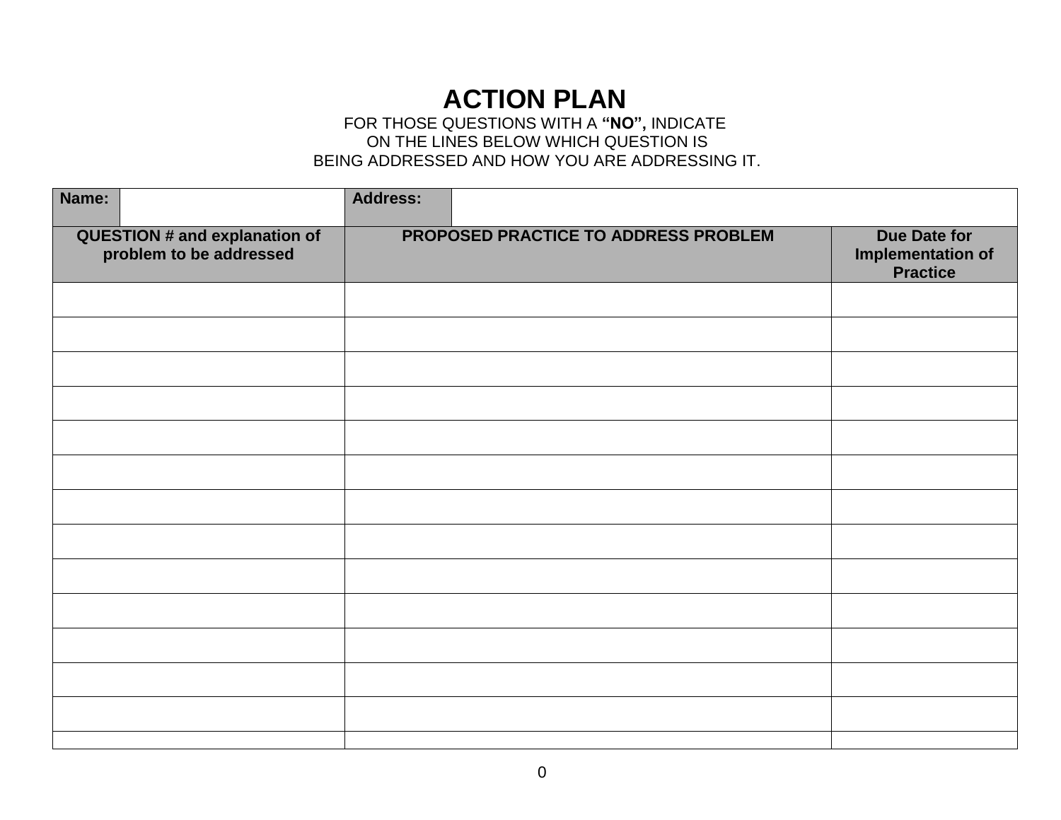# ACTION PLAN

FOR THOSE QUESTIONS WITH A **"NO",** INDICATE
ON THE LINES BELOW WHICH QUESTION IS
BEING ADDRESSED AND HOW YOU ARE ADDRESSING IT.

| **Name:** | | **Address:** | | |
|---|---|---|---|---|
| **QUESTION # and explanation of problem to be addressed** | | **PROPOSED PRACTICE TO ADDRESS PROBLEM** | | **Due Date for Implementation of Practice** |
| | | | | |
| | | | | |
| | | | | |
| | | | | |
| | | | | |
| | | | | |
| | | | | |
| | | | | |
| | | | | |
| | | | | |
| | | | | |
| | | | | |
| | | | | |
| | | | | |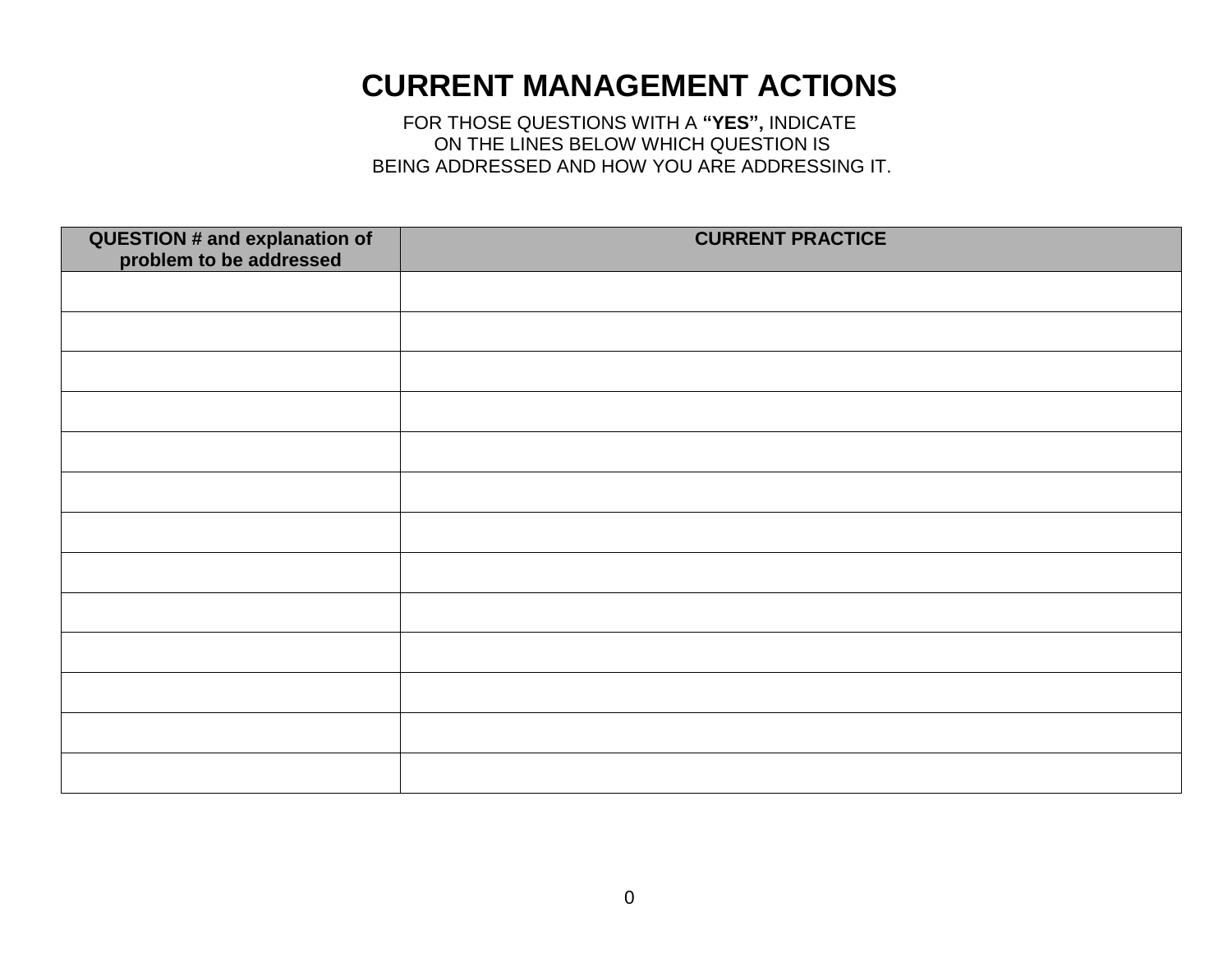# CURRENT MANAGEMENT ACTIONS

FOR THOSE QUESTIONS WITH A **"YES",** INDICATE
ON THE LINES BELOW WHICH QUESTION IS
BEING ADDRESSED AND HOW YOU ARE ADDRESSING IT.

| QUESTION # and explanation of problem to be addressed | CURRENT PRACTICE |
|---|---|
| | |
| | |
| | |
| | |
| | |
| | |
| | |
| | |
| | |
| | |
| | |
| | |
| | |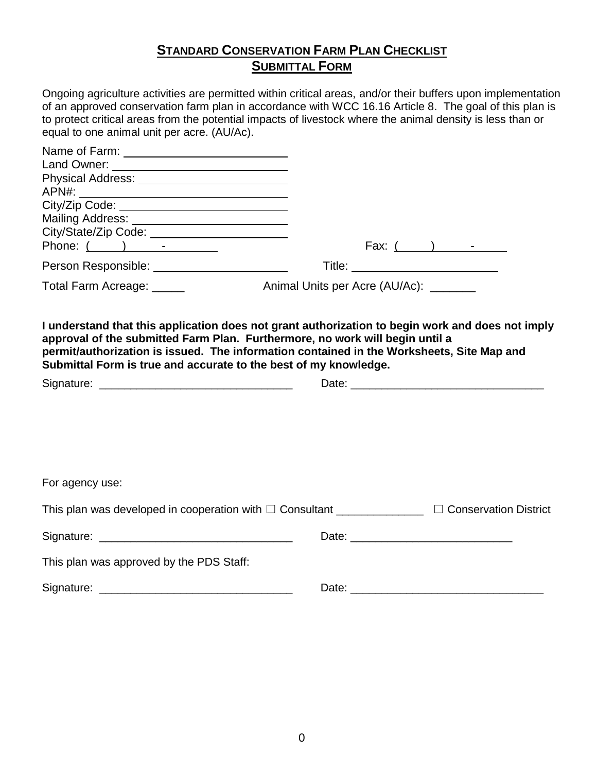## STANDARD CONSERVATION FARM PLAN CHECKLIST
## SUBMITTAL FORM

Ongoing agriculture activities are permitted within critical areas, and/or their buffers upon implementation of an approved conservation farm plan in accordance with WCC 16.16 Article 8. The goal of this plan is to protect critical areas from the potential impacts of livestock where the animal density is less than or equal to one animal unit per acre. (AU/Ac).

Name of Farm: ____________________

Land Owner: ____________________

Physical Address: ____________________

APN#: ____________________

City/Zip Code: ____________________

Mailing Address: ____________________

City/State/Zip Code: ____________________

Phone: ( ) - Fax: ( ) -

Person Responsible: ____________________ Title: ____________________

Total Farm Acreage: _____ Animal Units per Acre (AU/Ac): _______

**I understand that this application does not grant authorization to begin work and does not imply approval of the submitted Farm Plan. Furthermore, no work will begin until a permit/authorization is issued. The information contained in the Worksheets, Site Map and Submittal Form is true and accurate to the best of my knowledge.**

Signature: _______________________________ Date: _______________________________

For agency use:

This plan was developed in cooperation with ☐ Consultant _____________ ☐ Conservation District

Signature: _______________________________ Date: __________________________

This plan was approved by the PDS Staff:

Signature: _______________________________ Date: _______________________________